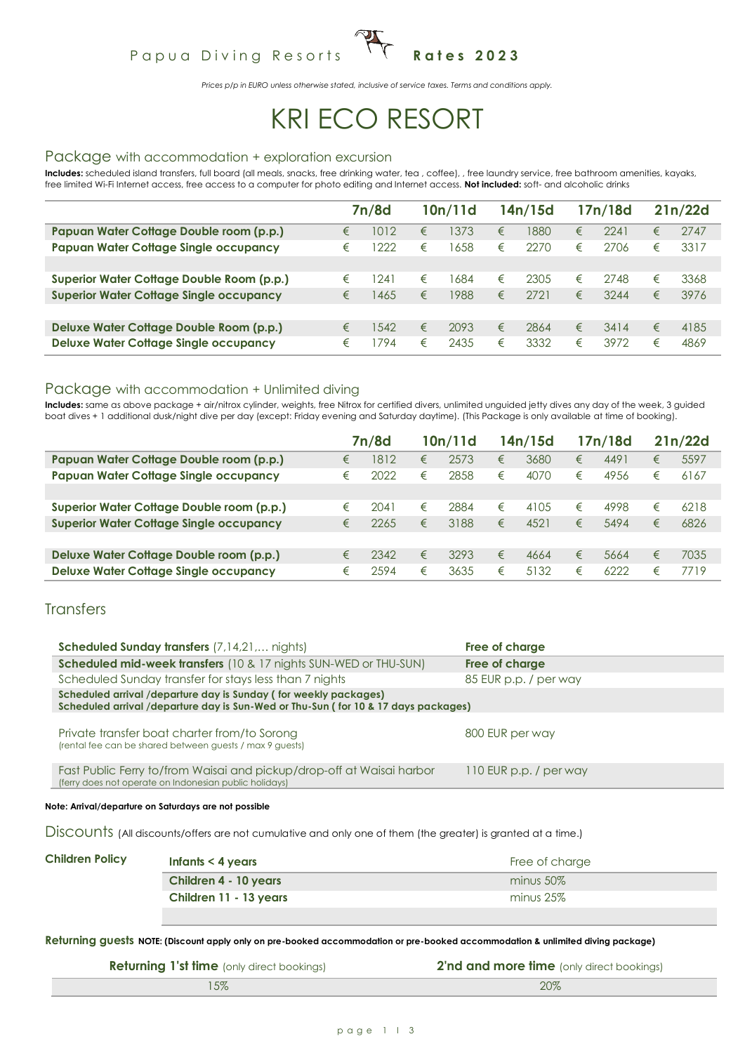Papua Diving Resorts **Rates 2023**

*Prices p/p in EURO unless otherwise stated, inclusive of service taxes. Terms and conditions apply.*

# KRI ECO RESORT

## Package with accommodation + exploration excursion

**Includes:** scheduled island transfers, full board (all meals, snacks, free drinking water, tea , coffee), , free laundry service, free bathroom amenities, kayaks, free limited Wi-Fi Internet access, free access to a computer for photo editing and Internet access. **Not included:** soft- and alcoholic drinks

| | 7n/8d | 10n/11d | 14n/15d | 17n/18d | 21n/22d |
|---|---|---|---|---|---|
| **Papuan Water Cottage Double room (p.p.)** | € 1012 | € 1373 | € 1880 | € 2241 | € 2747 |
| **Papuan Water Cottage Single occupancy** | € 1222 | € 1658 | € 2270 | € 2706 | € 3317 |
| | | | | | |
| **Superior Water Cottage Double Room (p.p.)** | € 1241 | € 1684 | € 2305 | € 2748 | € 3368 |
| **Superior Water Cottage Single occupancy** | € 1465 | € 1988 | € 2721 | € 3244 | € 3976 |
| | | | | | |
| **Deluxe Water Cottage Double Room (p.p.)** | € 1542 | € 2093 | € 2864 | € 3414 | € 4185 |
| **Deluxe Water Cottage Single occupancy** | € 1794 | € 2435 | € 3332 | € 3972 | € 4869 |

## Package with accommodation + Unlimited diving

**Includes:** same as above package + air/nitrox cylinder, weights, free Nitrox for certified divers, unlimited unguided jetty dives any day of the week, 3 guided boat dives + 1 additional dusk/night dive per day (except: Friday evening and Saturday daytime). (This Package is only available at time of booking).

| | 7n/8d | 10n/11d | 14n/15d | 17n/18d | 21n/22d |
|---|---|---|---|---|---|
| **Papuan Water Cottage Double room (p.p.)** | € 1812 | € 2573 | € 3680 | € 4491 | € 5597 |
| **Papuan Water Cottage Single occupancy** | € 2022 | € 2858 | € 4070 | € 4956 | € 6167 |
| | | | | | |
| **Superior Water Cottage Double room (p.p.)** | € 2041 | € 2884 | € 4105 | € 4998 | € 6218 |
| **Superior Water Cottage Single occupancy** | € 2265 | € 3188 | € 4521 | € 5494 | € 6826 |
| | | | | | |
| **Deluxe Water Cottage Double room (p.p.)** | € 2342 | € 3293 | € 4664 | € 5664 | € 7035 |
| **Deluxe Water Cottage Single occupancy** | € 2594 | € 3635 | € 5132 | € 6222 | € 7719 |

## Transfers

| | |
|---|---|
| **Scheduled Sunday transfers** (7,14,21,… nights) | **Free of charge** |
| **Scheduled mid-week transfers** (10 & 17 nights SUN-WED or THU-SUN) | **Free of charge** |
| Scheduled Sunday transfer for stays less than 7 nights | 85 EUR p.p. / per way |
| **Scheduled arrival /departure day is Sunday ( for weekly packages)**<br>**Scheduled arrival /departure day is Sun-Wed or Thu-Sun ( for 10 & 17 days packages)** | |
| Private transfer boat charter from/to Sorong<br>(rental fee can be shared between guests / max 9 guests) | 800 EUR per way |
| Fast Public Ferry to/from Waisai and pickup/drop-off at Waisai harbor<br>(ferry does not operate on Indonesian public holidays) | 110 EUR p.p. / per way |

**Note: Arrival/departure on Saturdays are not possible**

## Discounts (All discounts/offers are not cumulative and only one of them (the greater) is granted at a time.)

| **Children Policy** | | |
|---|---|---|
| | **Infants < 4 years** | Free of charge |
| | **Children 4 - 10 years** | minus 50% |
| | **Children 11 - 13 years** | minus 25% |

**Returning guests** **NOTE: (Discount apply only on pre-booked accommodation or pre-booked accommodation & unlimited diving package)**

| **Returning 1'st time** (only direct bookings) | **2'nd and more time** (only direct bookings) |
|---|---|
| 15% | 20% |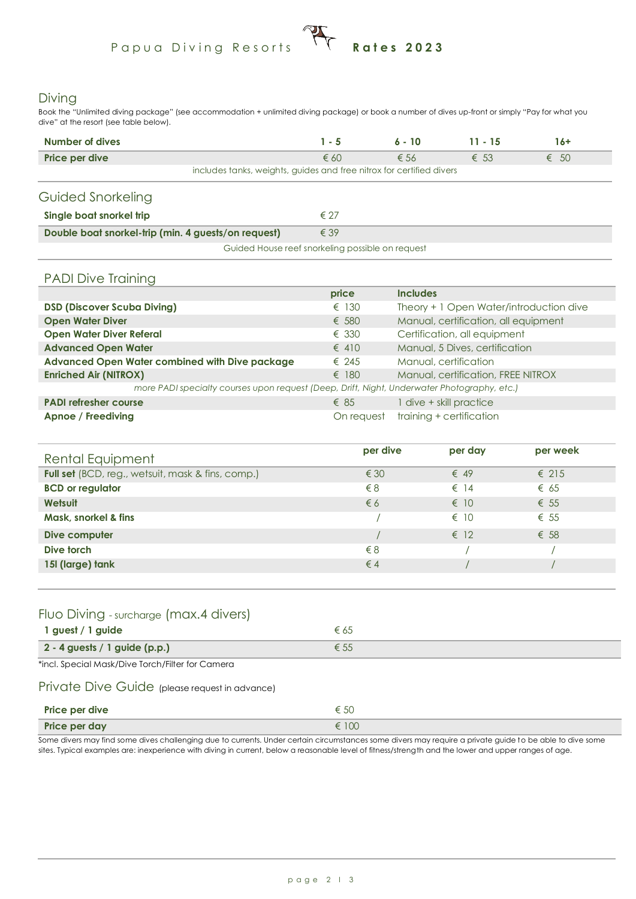## Diving

Book the "Unlimited diving package" (see accommodation + unlimited diving package) or book a number of dives up-front or simply "Pay for what you dive" at the resort (see table below).

| Number of dives | 1 - 5 | 6 - 10 | 11 - 15 | 16+ |
|---|---|---|---|---|
| Price per dive | € 60 | € 56 | € 53 | € 50 |

includes tanks, weights, guides and free nitrox for certified divers

## Guided Snorkeling

| | |
|---|---|
| Single boat snorkel trip | € 27 |
| Double boat snorkel-trip (min. 4 guests/on request) | € 39 |

Guided House reef snorkeling possible on request

## PADI Dive Training

| | price | Includes |
|---|---|---|
| DSD (Discover Scuba Diving) | € 130 | Theory + 1 Open Water/introduction dive |
| Open Water Diver | € 580 | Manual, certification, all equipment |
| Open Water Diver Referal | € 330 | Certification, all equipment |
| Advanced Open Water | € 410 | Manual, 5 Dives, certification |
| Advanced Open Water combined with Dive package | € 245 | Manual, certification |
| Enriched Air (NITROX) | € 180 | Manual, certification, FREE NITROX |
| *more PADI specialty courses upon request (Deep, Drift, Night, Underwater Photography, etc.)* | | |
| PADI refresher course | € 85 | 1 dive + skill practice |
| Apnoe / Freediving | On request | training + certification |

## Rental Equipment

| | per dive | per day | per week |
|---|---|---|---|
| **Full set** (BCD, reg., wetsuit, mask & fins, comp.) | € 30 | € 49 | € 215 |
| **BCD or regulator** | € 8 | € 14 | € 65 |
| **Wetsuit** | € 6 | € 10 | € 55 |
| **Mask, snorkel & fins** | / | € 10 | € 55 |
| **Dive computer** | / | € 12 | € 58 |
| **Dive torch** | € 8 | / | / |
| **15l (large) tank** | € 4 | / | / |

## Fluo Diving - surcharge (max.4 divers)

| | |
|---|---|
| 1 guest / 1 guide | € 65 |
| 2 - 4 guests / 1 guide (p.p.) | € 55 |

*incl. Special Mask/Dive Torch/Filter for Camera

## Private Dive Guide (please request in advance)

| | |
|---|---|
| Price per dive | € 50 |
| Price per day | € 100 |

Some divers may find some dives challenging due to currents. Under certain circumstances some divers may require a private guide to be able to dive some sites. Typical examples are: inexperience with diving in current, below a reasonable level of fitness/strength and the lower and upper ranges of age.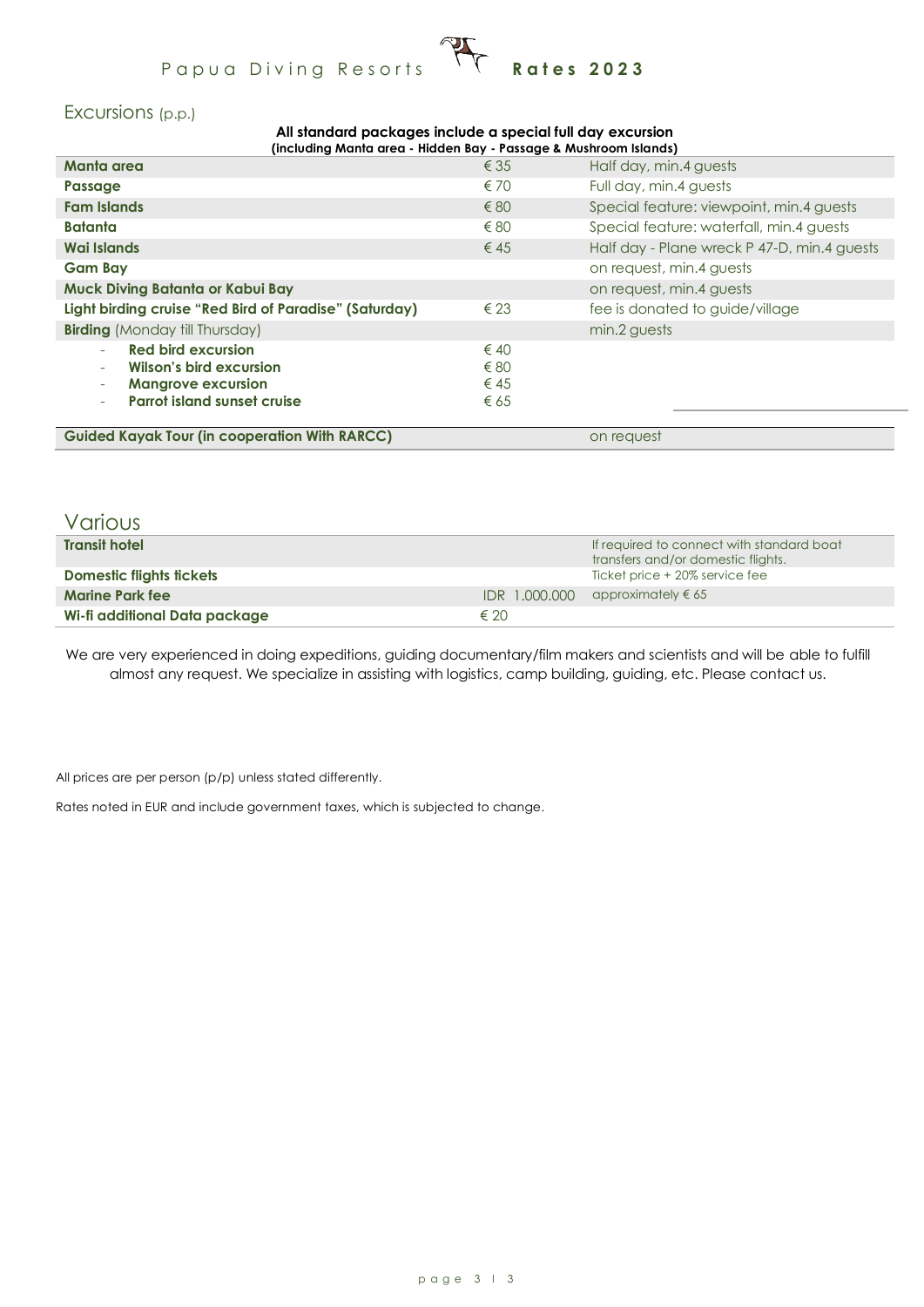## Excursions (p.p.)

**All standard packages include a special full day excursion**
**(including Manta area - Hidden Bay - Passage & Mushroom Islands)**

| | | |
|---|---|---|
| **Manta area** | € 35 | Half day, min.4 guests |
| **Passage** | € 70 | Full day, min.4 guests |
| **Fam Islands** | € 80 | Special feature: viewpoint, min.4 guests |
| **Batanta** | € 80 | Special feature: waterfall, min.4 guests |
| **Wai Islands** | € 45 | Half day - Plane wreck P 47-D, min.4 guests |
| **Gam Bay** | | on request, min.4 guests |
| **Muck Diving Batanta or Kabui Bay** | | on request, min.4 guests |
| **Light birding cruise "Red Bird of Paradise" (Saturday)** | € 23 | fee is donated to guide/village |
| **Birding** (Monday till Thursday) | | min.2 guests |
| - **Red bird excursion** | € 40 | |
| - **Wilson's bird excursion** | € 80 | |
| - **Mangrove excursion** | € 45 | |
| - **Parrot island sunset cruise** | € 65 | |
| **Guided Kayak Tour (in cooperation With RARCC)** | | on request |

## Various

| | | |
|---|---|---|
| **Transit hotel** | | If required to connect with standard boat transfers and/or domestic flights. |
| **Domestic flights tickets** | | Ticket price + 20% service fee |
| **Marine Park fee** | IDR 1.000.000 | approximately € 65 |
| **Wi-fi additional Data package** | € 20 | |

We are very experienced in doing expeditions, guiding documentary/film makers and scientists and will be able to fulfill almost any request. We specialize in assisting with logistics, camp building, guiding, etc. Please contact us.

All prices are per person (p/p) unless stated differently.

Rates noted in EUR and include government taxes, which is subjected to change.